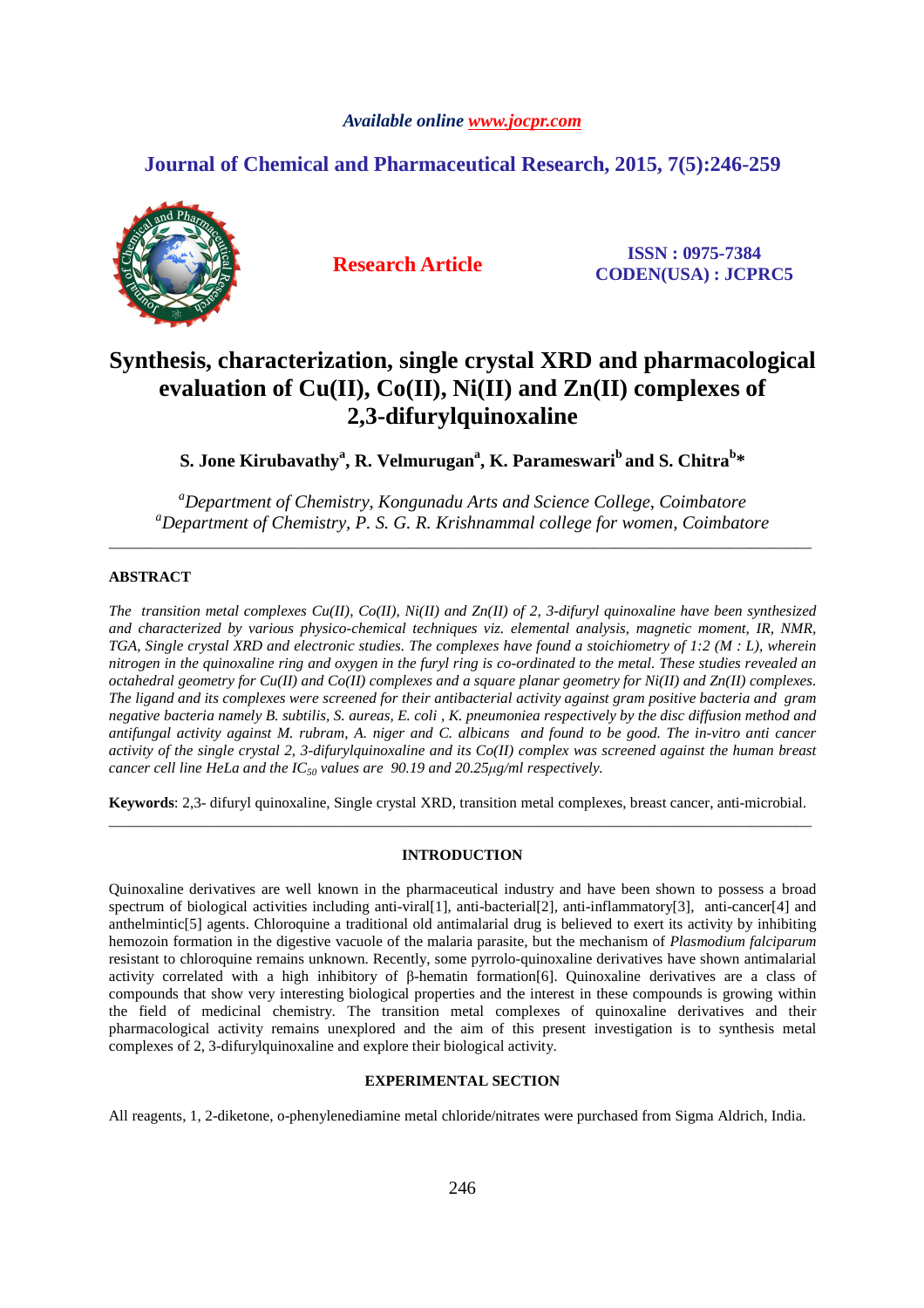*Available online www.jocpr.com*

## Journal of Chemical and Pharmaceutical Research, 2015, 7(5):246-259

**Research Article**

**ISSN : 0975-7384**
**CODEN(USA) : JCPRC5**

# Synthesis, characterization, single crystal XRD and pharmacological evaluation of Cu(II), Co(II), Ni(II) and Zn(II) complexes of 2,3-difurylquinoxaline

**S. Jone Kirubavathy[a], R. Velmurugan[a], K. Parameswari[b] and S. Chitra[b]***

*[a]Department of Chemistry, Kongunadu Arts and Science College, Coimbatore*
*[a]Department of Chemistry, P. S. G. R. Krishnammal college for women, Coimbatore*

---

## ABSTRACT

*The transition metal complexes Cu(II), Co(II), Ni(II) and Zn(II) of 2, 3-difuryl quinoxaline have been synthesized and characterized by various physico-chemical techniques viz. elemental analysis, magnetic moment, IR, NMR, TGA, Single crystal XRD and electronic studies. The complexes have found a stoichiometry of 1:2 (M : L), wherein nitrogen in the quinoxaline ring and oxygen in the furyl ring is co-ordinated to the metal. These studies revealed an octahedral geometry for Cu(II) and Co(II) complexes and a square planar geometry for Ni(II) and Zn(II) complexes. The ligand and its complexes were screened for their antibacterial activity against gram positive bacteria and gram negative bacteria namely B. subtilis, S. aureas, E. coli , K. pneumoniea respectively by the disc diffusion method and antifungal activity against M. rubram, A. niger and C. albicans and found to be good. The in-vitro anti cancer activity of the single crystal 2, 3-difurylquinoxaline and its Co(II) complex was screened against the human breast cancer cell line HeLa and the $IC_{50}$ values are 90.19 and 20.25μg/ml respectively.*

**Keywords**: 2,3- difuryl quinoxaline, Single crystal XRD, transition metal complexes, breast cancer, anti-microbial.

---

## INTRODUCTION

Quinoxaline derivatives are well known in the pharmaceutical industry and have been shown to possess a broad spectrum of biological activities including anti-viral[1], anti-bacterial[2], anti-inflammatory[3], anti-cancer[4] and anthelmintic[5] agents. Chloroquine a traditional old antimalarial drug is believed to exert its activity by inhibiting hemozoin formation in the digestive vacuole of the malaria parasite, but the mechanism of *Plasmodium falciparum* resistant to chloroquine remains unknown. Recently, some pyrrolo-quinoxaline derivatives have shown antimalarial activity correlated with a high inhibitory of β-hematin formation[6]. Quinoxaline derivatives are a class of compounds that show very interesting biological properties and the interest in these compounds is growing within the field of medicinal chemistry. The transition metal complexes of quinoxaline derivatives and their pharmacological activity remains unexplored and the aim of this present investigation is to synthesis metal complexes of 2, 3-difurylquinoxaline and explore their biological activity.

## EXPERIMENTAL SECTION

All reagents, 1, 2-diketone, o-phenylenediamine metal chloride/nitrates were purchased from Sigma Aldrich, India.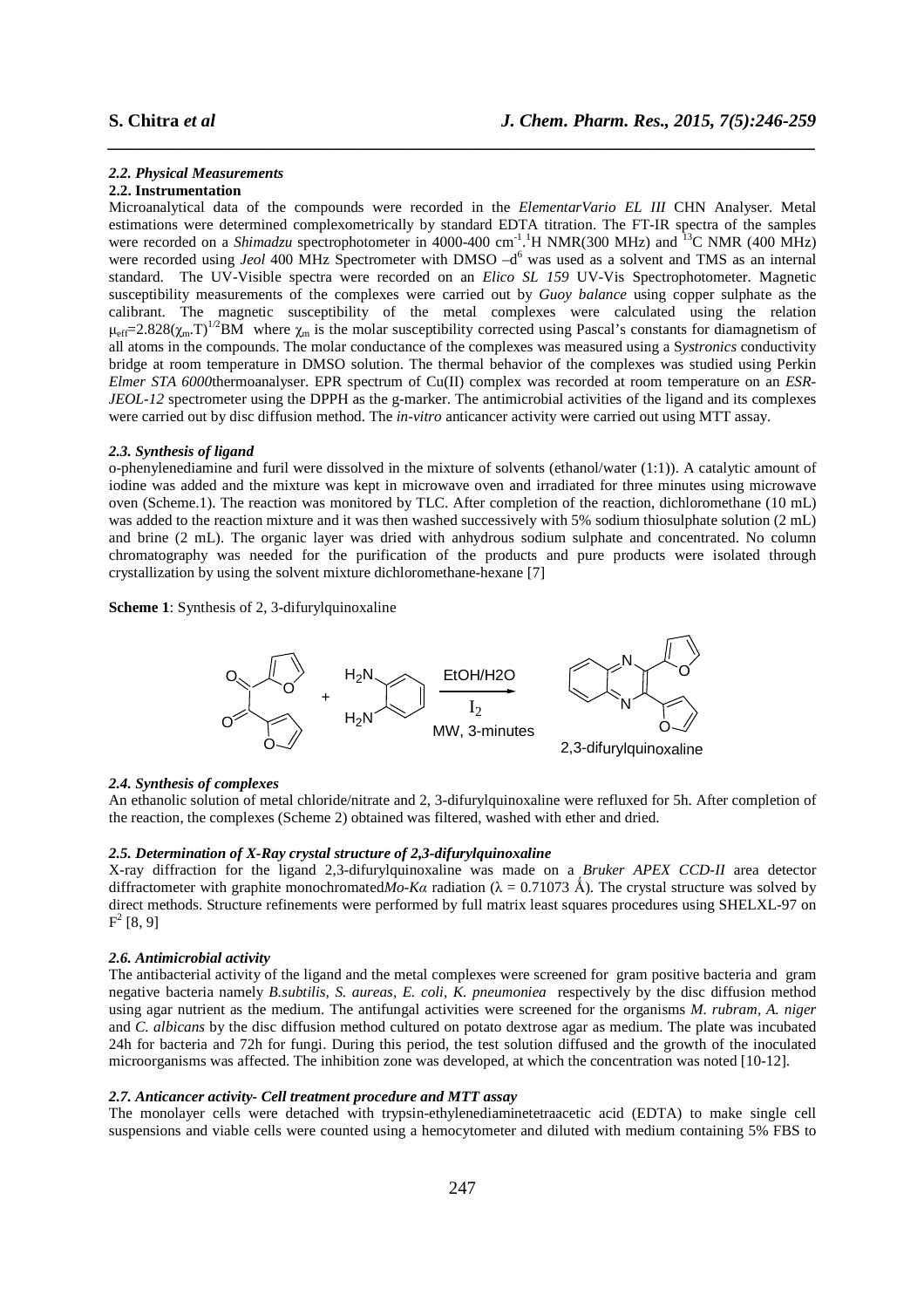### *2.2. Physical Measurements*

**2.2. Instrumentation**

Microanalytical data of the compounds were recorded in the *ElementarVario EL III* CHN Analyser. Metal estimations were determined complexometrically by standard EDTA titration. The FT-IR spectra of the samples were recorded on a *Shimadzu* spectrophotometer in 4000-400 $cm^{-1}$.$^{1}$H NMR(300 MHz) and $^{13}$C NMR (400 MHz) were recorded using *Jeol* 400 MHz Spectrometer with DMSO –$d^6$ was used as a solvent and TMS as an internal standard. The UV-Visible spectra were recorded on an *Elico SL 159* UV-Vis Spectrophotometer. Magnetic susceptibility measurements of the complexes were carried out by *Guoy balance* using copper sulphate as the calibrant. The magnetic susceptibility of the metal complexes were calculated using the relation $\mu_{eff}=2.828(\chi_m.T)^{1/2}$BM where $\chi_m$ is the molar susceptibility corrected using Pascal's constants for diamagnetism of all atoms in the compounds. The molar conductance of the complexes was measured using a S*ystronics* conductivity bridge at room temperature in DMSO solution. The thermal behavior of the complexes was studied using Perkin *Elmer STA 6000*thermoanalyser. EPR spectrum of Cu(II) complex was recorded at room temperature on an *ESR-JEOL-12* spectrometer using the DPPH as the g-marker. The antimicrobial activities of the ligand and its complexes were carried out by disc diffusion method. The *in-vitro* anticancer activity were carried out using MTT assay.

### *2.3. Synthesis of ligand*

o-phenylenediamine and furil were dissolved in the mixture of solvents (ethanol/water (1:1)). A catalytic amount of iodine was added and the mixture was kept in microwave oven and irradiated for three minutes using microwave oven (Scheme.1). The reaction was monitored by TLC. After completion of the reaction, dichloromethane (10 mL) was added to the reaction mixture and it was then washed successively with 5% sodium thiosulphate solution (2 mL) and brine (2 mL). The organic layer was dried with anhydrous sodium sulphate and concentrated. No column chromatography was needed for the purification of the products and pure products were isolated through crystallization by using the solvent mixture dichloromethane-hexane [7]

**Scheme 1**: Synthesis of 2, 3-difurylquinoxaline

Furil + o-phenylenediamine $\xrightarrow[\text{MW, 3-minutes}]{\text{EtOH/H2O, } I_2}$ 2,3-difurylquinoxaline

### *2.4. Synthesis of complexes*

An ethanolic solution of metal chloride/nitrate and 2, 3-difurylquinoxaline were refluxed for 5h. After completion of the reaction, the complexes (Scheme 2) obtained was filtered, washed with ether and dried.

### *2.5. Determination of X-Ray crystal structure of 2,3-difurylquinoxaline*

X-ray diffraction for the ligand 2,3-difurylquinoxaline was made on a *Bruker APEX CCD-II* area detector diffractometer with graphite monochromated*Mo-Kα* radiation (λ = 0.71073 Å). The crystal structure was solved by direct methods. Structure refinements were performed by full matrix least squares procedures using SHELXL-97 on $F^2$ [8, 9]

### *2.6. Antimicrobial activity*

The antibacterial activity of the ligand and the metal complexes were screened for gram positive bacteria and gram negative bacteria namely *B.subtilis*, *S. aureas*, *E. coli*, *K. pneumoniea* respectively by the disc diffusion method using agar nutrient as the medium. The antifungal activities were screened for the organisms *M. rubram*, *A. niger* and *C. albicans* by the disc diffusion method cultured on potato dextrose agar as medium. The plate was incubated 24h for bacteria and 72h for fungi. During this period, the test solution diffused and the growth of the inoculated microorganisms was affected. The inhibition zone was developed, at which the concentration was noted [10-12].

### *2.7. Anticancer activity- Cell treatment procedure and MTT assay*

The monolayer cells were detached with trypsin-ethylenediaminetetraacetic acid (EDTA) to make single cell suspensions and viable cells were counted using a hemocytometer and diluted with medium containing 5% FBS to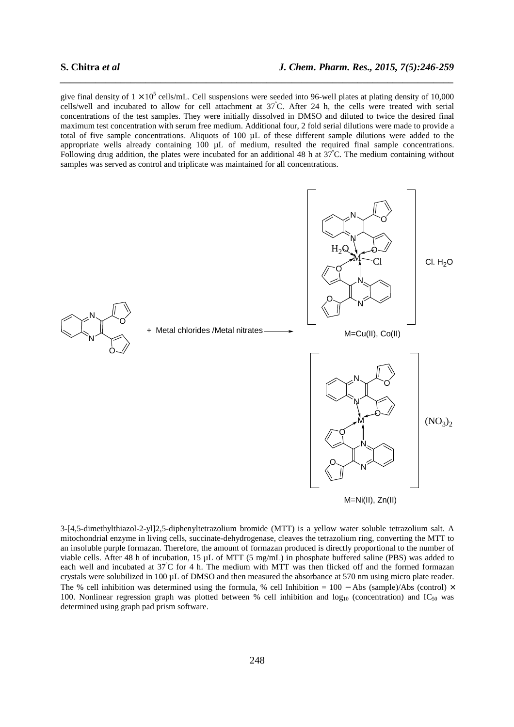give final density of $1 \times 10^5$ cells/mL. Cell suspensions were seeded into 96-well plates at plating density of 10,000 cells/well and incubated to allow for cell attachment at $37^{\circ}$C. After 24 h, the cells were treated with serial concentrations of the test samples. They were initially dissolved in DMSO and diluted to twice the desired final maximum test concentration with serum free medium. Additional four, 2 fold serial dilutions were made to provide a total of five sample concentrations. Aliquots of 100 µL of these different sample dilutions were added to the appropriate wells already containing 100 µL of medium, resulted the required final sample concentrations. Following drug addition, the plates were incubated for an additional 48 h at $37^{\circ}$C. The medium containing without samples was served as control and triplicate was maintained for all concentrations.

+ Metal chlorides /Metal nitrates →

Cl. $H_2O$

M=Cu(II), Co(II)

$(NO_3)_2$

M=Ni(II), Zn(II)

3-[4,5-dimethylthiazol-2-yl]2,5-diphenyltetrazolium bromide (MTT) is a yellow water soluble tetrazolium salt. A mitochondrial enzyme in living cells, succinate-dehydrogenase, cleaves the tetrazolium ring, converting the MTT to an insoluble purple formazan. Therefore, the amount of formazan produced is directly proportional to the number of viable cells. After 48 h of incubation, 15 µL of MTT (5 mg/mL) in phosphate buffered saline (PBS) was added to each well and incubated at $37^{\circ}$C for 4 h. The medium with MTT was then flicked off and the formed formazan crystals were solubilized in 100 µL of DMSO and then measured the absorbance at 570 nm using micro plate reader. The % cell inhibition was determined using the formula, % cell Inhibition = 100 − Abs (sample)/Abs (control) × 100. Nonlinear regression graph was plotted between % cell inhibition and $\log_{10}$ (concentration) and $IC_{50}$ was determined using graph pad prism software.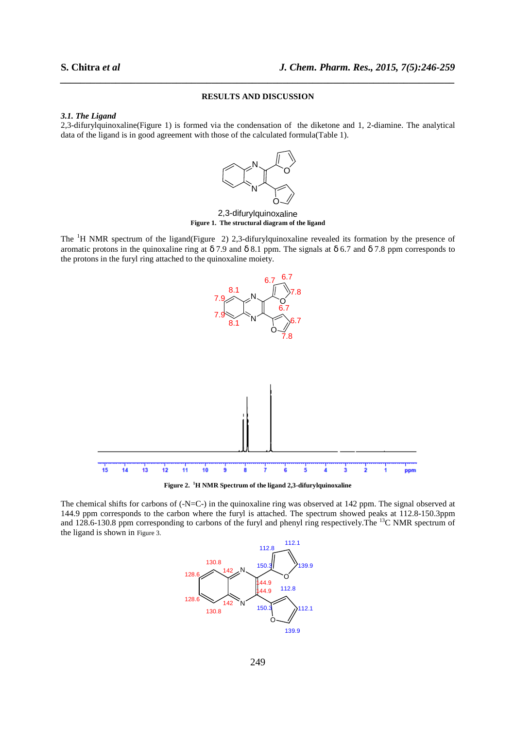## RESULTS AND DISCUSSION

### *3.1. The Ligand*

2,3-difurylquinoxaline(Figure 1) is formed via the condensation of the diketone and 1, 2-diamine. The analytical data of the ligand is in good agreement with those of the calculated formula(Table 1).

2,3-difurylquinoxaline

**Figure 1. The structural diagram of the ligand**

The [1]H NMR spectrum of the ligand(Figure 2) 2,3-difurylquinoxaline revealed its formation by the presence of aromatic protons in the quinoxaline ring at δ 7.9 and δ 8.1 ppm. The signals at δ 6.7 and δ 7.8 ppm corresponds to the protons in the furyl ring attached to the quinoxaline moiety.

**Figure 2. [1]H NMR Spectrum of the ligand 2,3-difurylquinoxaline**

The chemical shifts for carbons of (-N=C-) in the quinoxaline ring was observed at 142 ppm. The signal observed at 144.9 ppm corresponds to the carbon where the furyl is attached. The spectrum showed peaks at 112.8-150.3ppm and 128.6-130.8 ppm corresponding to carbons of the furyl and phenyl ring respectively.The [13]C NMR spectrum of the ligand is shown in Figure 3.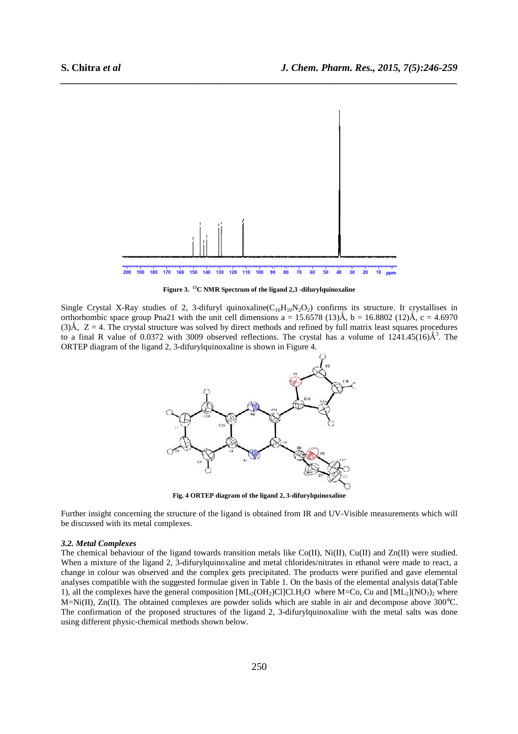Figure 3. $^{13}C$ NMR Spectrum of the ligand 2,3 -difurylquinoxaline

Single Crystal X-Ray studies of 2, 3-difuryl quinoxaline($C_{16}H_{10}N_2O_2$) confirms its structure. It crystallises in orthorhombic space group Pna21 with the unit cell dimensions a = 15.6578 (13)Å, b = 16.8802 (12)Å, c = 4.6970 (3)Å, Z = 4. The crystal structure was solved by direct methods and refined by full matrix least squares procedures to a final R value of 0.0372 with 3009 observed reflections. The crystal has a volume of 1241.45(16)$Å^3$. The ORTEP diagram of the ligand 2, 3-difurylquinoxaline is shown in Figure 4.

**Fig. 4 ORTEP diagram of the ligand 2, 3-difurylquinoxaline**

Further insight concerning the structure of the ligand is obtained from IR and UV-Visible measurements which will be discussed with its metal complexes.

### *3.2. Metal Complexes*

The chemical behaviour of the ligand towards transition metals like Co(II), Ni(II), Cu(II) and Zn(II) were studied. When a mixture of the ligand 2, 3-difurylquinoxaline and metal chlorides/nitrates in ethanol were made to react, a change in colour was observed and the complex gets precipitated. The products were purified and gave elemental analyses compatible with the suggested formulae given in Table 1. On the basis of the elemental analysis data(Table 1), all the complexes have the general composition $[ML_2(OH_2)Cl]Cl.H_2O$ where M=Co, Cu and $[ML_2](NO_3)_2$ where M=Ni(II), Zn(II). The obtained complexes are powder solids which are stable in air and decompose above 300°C. The confirmation of the proposed structures of the ligand 2, 3-difurylquinoxaline with the metal salts was done using different physic-chemical methods shown below.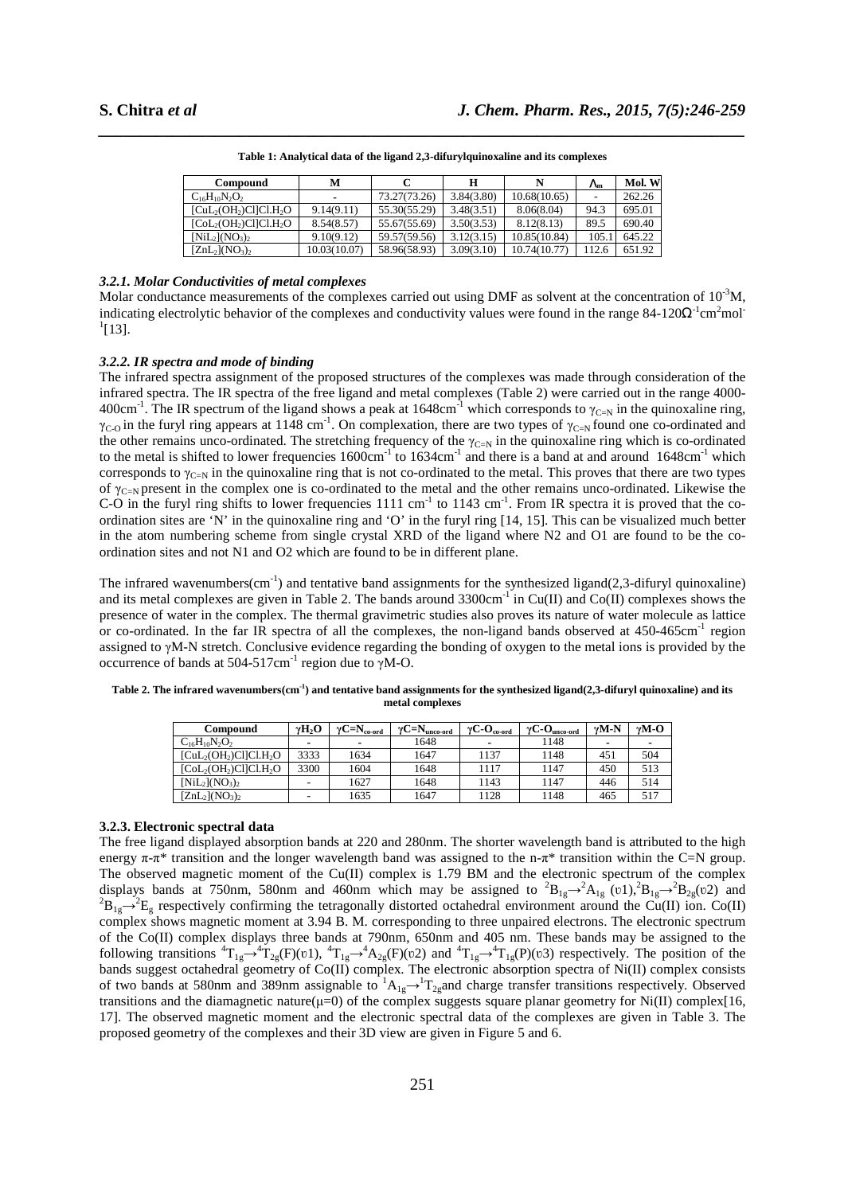**Table 1: Analytical data of the ligand 2,3-difurylquinoxaline and its complexes**

| Compound | M | C | H | N | $\Lambda_m$ | Mol. W |
|---|---|---|---|---|---|---|
| $C_{16}H_{10}N_2O_2$ | - | 73.27(73.26) | 3.84(3.80) | 10.68(10.65) | - | 262.26 |
| $[CuL_2(OH_2)Cl]Cl.H_2O$ | 9.14(9.11) | 55.30(55.29) | 3.48(3.51) | 8.06(8.04) | 94.3 | 695.01 |
| $[CoL_2(OH_2)Cl]Cl.H_2O$ | 8.54(8.57) | 55.67(55.69) | 3.50(3.53) | 8.12(8.13) | 89.5 | 690.40 |
| $[NiL_2](NO_3)_2$ | 9.10(9.12) | 59.57(59.56) | 3.12(3.15) | 10.85(10.84) | 105.1 | 645.22 |
| $[ZnL_2](NO_3)_2$ | 10.03(10.07) | 58.96(58.93) | 3.09(3.10) | 10.74(10.77) | 112.6 | 651.92 |

### *3.2.1. Molar Conductivities of metal complexes*

Molar conductance measurements of the complexes carried out using DMF as solvent at the concentration of $10^{-3}$M, indicating electrolytic behavior of the complexes and conductivity values were found in the range 84-120$\Omega^{-1}cm^2mol^{-1}$[13].

### *3.2.2. IR spectra and mode of binding*

The infrared spectra assignment of the proposed structures of the complexes was made through consideration of the infrared spectra. The IR spectra of the free ligand and metal complexes (Table 2) were carried out in the range 4000-400cm$^{-1}$. The IR spectrum of the ligand shows a peak at 1648cm$^{-1}$ which corresponds to $\gamma_{C=N}$ in the quinoxaline ring, $\gamma_{C-O}$ in the furyl ring appears at 1148 cm$^{-1}$. On complexation, there are two types of $\gamma_{C=N}$ found one co-ordinated and the other remains unco-ordinated. The stretching frequency of the $\gamma_{C=N}$ in the quinoxaline ring which is co-ordinated to the metal is shifted to lower frequencies 1600cm$^{-1}$ to 1634cm$^{-1}$ and there is a band at and around 1648cm$^{-1}$ which corresponds to $\gamma_{C=N}$ in the quinoxaline ring that is not co-ordinated to the metal. This proves that there are two types of $\gamma_{C=N}$ present in the complex one is co-ordinated to the metal and the other remains unco-ordinated. Likewise the C-O in the furyl ring shifts to lower frequencies 1111 cm$^{-1}$ to 1143 cm$^{-1}$. From IR spectra it is proved that the co-ordination sites are 'N' in the quinoxaline ring and 'O' in the furyl ring [14, 15]. This can be visualized much better in the atom numbering scheme from single crystal XRD of the ligand where N2 and O1 are found to be the co-ordination sites and not N1 and O2 which are found to be in different plane.

The infrared wavenumbers(cm$^{-1}$) and tentative band assignments for the synthesized ligand(2,3-difuryl quinoxaline) and its metal complexes are given in Table 2. The bands around 3300cm$^{-1}$ in Cu(II) and Co(II) complexes shows the presence of water in the complex. The thermal gravimetric studies also proves its nature of water molecule as lattice or co-ordinated. In the far IR spectra of all the complexes, the non-ligand bands observed at 450-465cm$^{-1}$ region assigned to γM-N stretch. Conclusive evidence regarding the bonding of oxygen to the metal ions is provided by the occurrence of bands at 504-517cm$^{-1}$ region due to γM-O.

**Table 2. The infrared wavenumbers(cm$^{-1}$) and tentative band assignments for the synthesized ligand(2,3-difuryl quinoxaline) and its metal complexes**

| Compound | $\gamma H_2O$ | $\gamma C{=}N_{co\text{-}ord}$ | $\gamma C{=}N_{unco\text{-}ord}$ | $\gamma C\text{-}O_{co\text{-}ord}$ | $\gamma C\text{-}O_{unco\text{-}ord}$ | γM-N | γM-O |
|---|---|---|---|---|---|---|---|
| $C_{16}H_{10}N_2O_2$ | - | - | 1648 | - | 1148 | - | - |
| $[CuL_2(OH_2)Cl]Cl.H_2O$ | 3333 | 1634 | 1647 | 1137 | 1148 | 451 | 504 |
| $[CoL_2(OH_2)Cl]Cl.H_2O$ | 3300 | 1604 | 1648 | 1117 | 1147 | 450 | 513 |
| $[NiL_2](NO_3)_2$ | - | 1627 | 1648 | 1143 | 1147 | 446 | 514 |
| $[ZnL_2](NO_3)_2$ | - | 1635 | 1647 | 1128 | 1148 | 465 | 517 |

### 3.2.3. Electronic spectral data

The free ligand displayed absorption bands at 220 and 280nm. The shorter wavelength band is attributed to the high energy π-π* transition and the longer wavelength band was assigned to the n-π* transition within the C=N group. The observed magnetic moment of the Cu(II) complex is 1.79 BM and the electronic spectrum of the complex displays bands at 750nm, 580nm and 460nm which may be assigned to $^2B_{1g}\rightarrow{}^2A_{1g}$ (υ1),$^2B_{1g}\rightarrow{}^2B_{2g}$(υ2) and $^2B_{1g}\rightarrow{}^2E_g$ respectively confirming the tetragonally distorted octahedral environment around the Cu(II) ion. Co(II) complex shows magnetic moment at 3.94 B. M. corresponding to three unpaired electrons. The electronic spectrum of the Co(II) complex displays three bands at 790nm, 650nm and 405 nm. These bands may be assigned to the following transitions $^4T_{1g}\rightarrow{}^4T_{2g}$(F)(υ1), $^4T_{1g}\rightarrow{}^4A_{2g}$(F)(υ2) and $^4T_{1g}\rightarrow{}^4T_{1g}$(P)(υ3) respectively. The position of the bands suggest octahedral geometry of Co(II) complex. The electronic absorption spectra of Ni(II) complex consists of two bands at 580nm and 389nm assignable to $^1A_{1g}\rightarrow{}^1T_{2g}$and charge transfer transitions respectively. Observed transitions and the diamagnetic nature(μ=0) of the complex suggests square planar geometry for Ni(II) complex[16, 17]. The observed magnetic moment and the electronic spectral data of the complexes are given in Table 3. The proposed geometry of the complexes and their 3D view are given in Figure 5 and 6.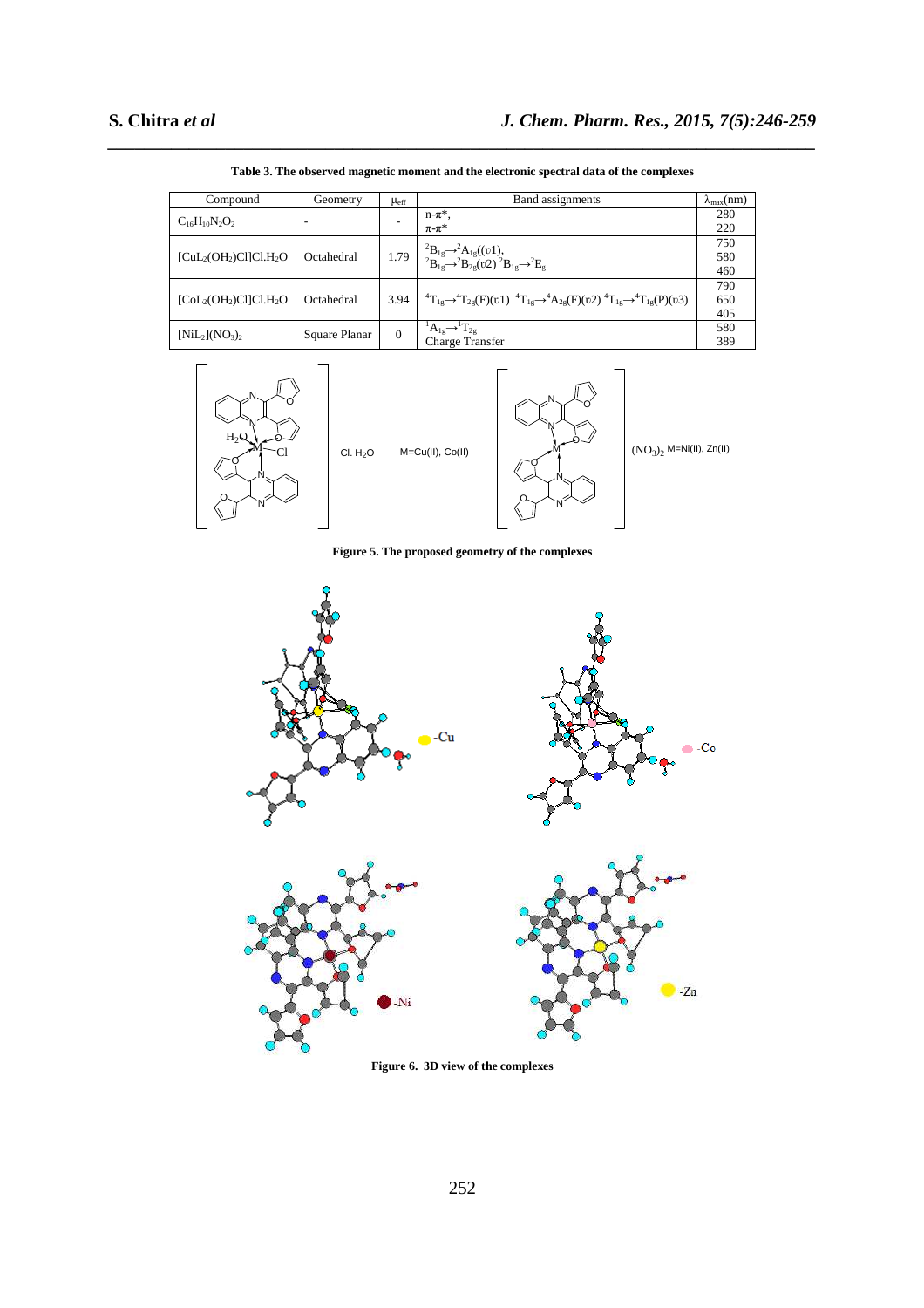**Table 3. The observed magnetic moment and the electronic spectral data of the complexes**

| Compound | Geometry | $\mu_{eff}$ | Band assignments | $\lambda_{max}$(nm) |
|---|---|---|---|---|
| $C_{16}H_{10}N_2O_2$ | - | - | n-π*, π-π* | 280, 220 |
| $[CuL_2(OH_2)Cl]Cl.H_2O$ | Octahedral | 1.79 | $^2B_{1g}\rightarrow{}^2A_{1g}(\upsilon1)$, $^2B_{1g}\rightarrow{}^2B_{2g}(\upsilon2)$ $^2B_{1g}\rightarrow{}^2E_g$ | 750, 580, 460 |
| $[CoL_2(OH_2)Cl]Cl.H_2O$ | Octahedral | 3.94 | $^4T_{1g}\rightarrow{}^4T_{2g}(F)(\upsilon1)$ $^4T_{1g}\rightarrow{}^4A_{2g}(F)(\upsilon2)$ $^4T_{1g}\rightarrow{}^4T_{1g}(P)(\upsilon3)$ | 790, 650, 405 |
| $[NiL_2](NO_3)_2$ | Square Planar | 0 | $^1A_{1g}\rightarrow{}^1T_{2g}$, Charge Transfer | 580, 389 |

**Figure 5. The proposed geometry of the complexes**

**Figure 6. 3D view of the complexes**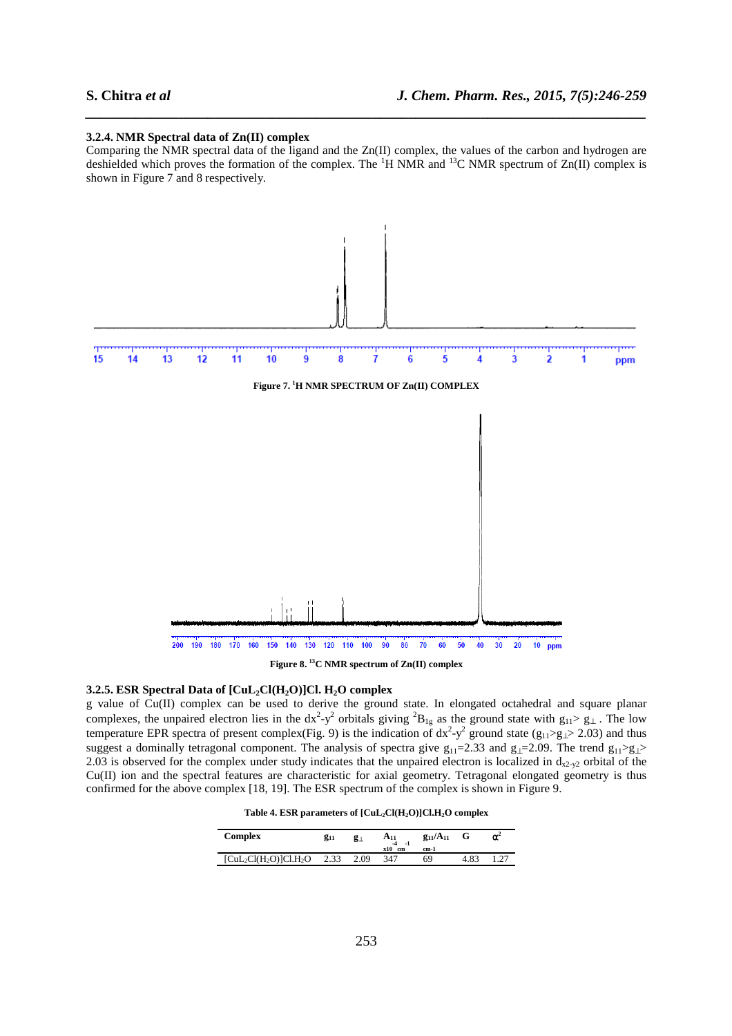### 3.2.4. NMR Spectral data of Zn(II) complex

Comparing the NMR spectral data of the ligand and the Zn(II) complex, the values of the carbon and hydrogen are deshielded which proves the formation of the complex. The $^1H$ NMR and $^{13}C$ NMR spectrum of Zn(II) complex is shown in Figure 7 and 8 respectively.

**Figure 7. $^1H$ NMR SPECTRUM OF Zn(II) COMPLEX**

**Figure 8. $^{13}C$ NMR spectrum of Zn(II) complex**

### 3.2.5. ESR Spectral Data of $[CuL_2Cl(H_2O)]Cl.\ H_2O$ complex

g value of Cu(II) complex can be used to derive the ground state. In elongated octahedral and square planar complexes, the unpaired electron lies in the $dx^2$-$y^2$ orbitals giving $^2B_{1g}$ as the ground state with $g_{11} > g_{\perp}$. The low temperature EPR spectra of present complex(Fig. 9) is the indication of $dx^2$-$y^2$ ground state ($g_{11} > g_{\perp} > 2.03$) and thus suggest a dominally tetragonal component. The analysis of spectra give $g_{11}=2.33$ and $g_{\perp}=2.09$. The trend $g_{11} > g_{\perp} > 2.03$ is observed for the complex under study indicates that the unpaired electron is localized in $d_{x2-y2}$ orbital of the Cu(II) ion and the spectral features are characteristic for axial geometry. Tetragonal elongated geometry is thus confirmed for the above complex [18, 19]. The ESR spectrum of the complex is shown in Figure 9.

**Table 4. ESR parameters of $[CuL_2Cl(H_2O)]Cl.H_2O$ complex**

| Complex | $g_{11}$ | $g_{\perp}$ | $A_{11}$ $\times 10^{-4}$ $cm^{-1}$ | $g_{11}/A_{11}$ $cm^{-1}$ | G | $\alpha^2$ |
|---|---|---|---|---|---|---|
| $[CuL_2Cl(H_2O)]Cl.H_2O$ | 2.33 | 2.09 | 347 | 69 | 4.83 | 1.27 |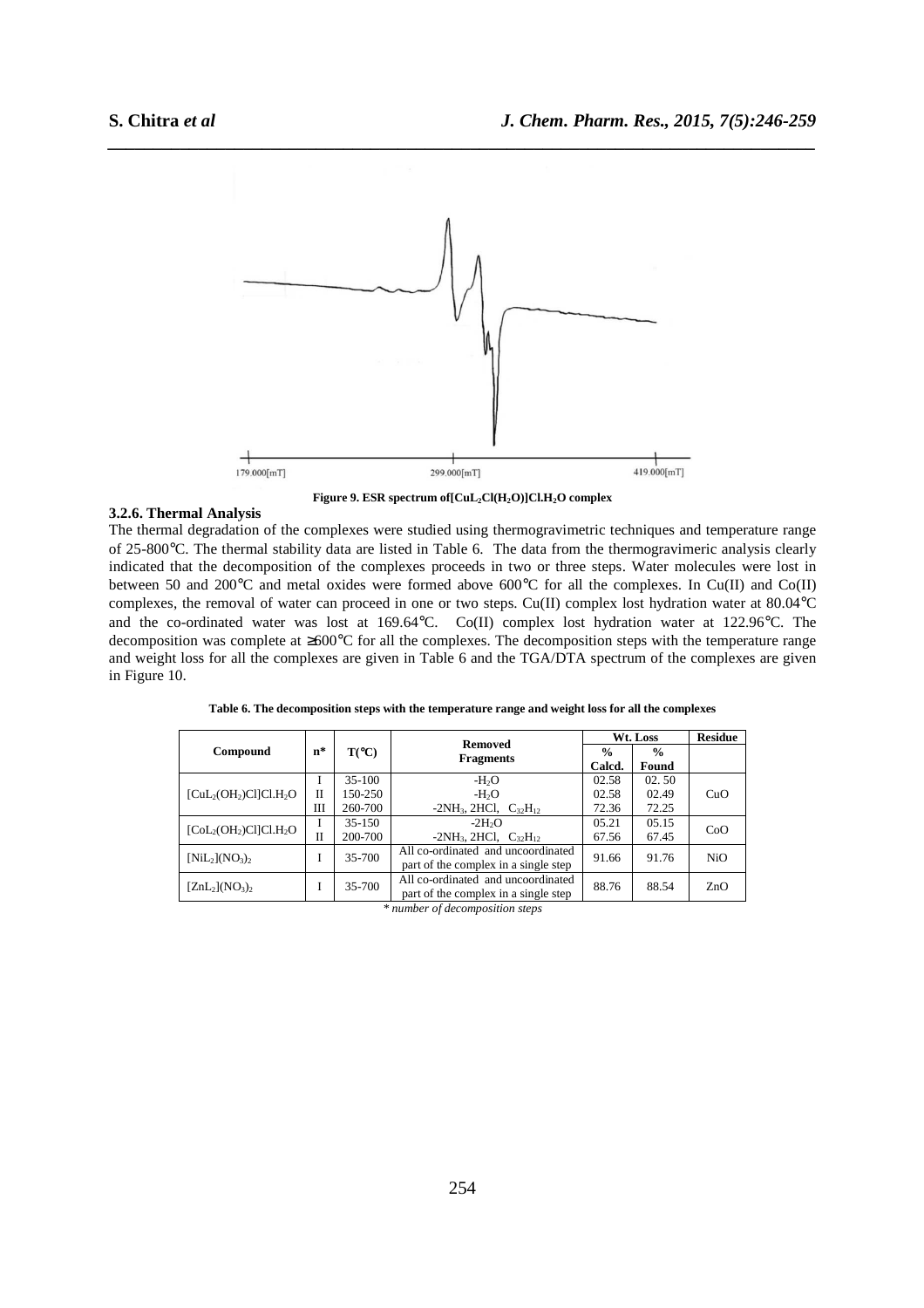Figure 9. ESR spectrum of $[CuL_2Cl(H_2O)]Cl.H_2O$ complex

### 3.2.6. Thermal Analysis

The thermal degradation of the complexes were studied using thermogravimetric techniques and temperature range of 25-800°C. The thermal stability data are listed in Table 6. The data from the thermogravimeric analysis clearly indicated that the decomposition of the complexes proceeds in two or three steps. Water molecules were lost in between 50 and 200°C and metal oxides were formed above 600°C for all the complexes. In Cu(II) and Co(II) complexes, the removal of water can proceed in one or two steps. Cu(II) complex lost hydration water at 80.04°C and the co-ordinated water was lost at 169.64°C. Co(II) complex lost hydration water at 122.96°C. The decomposition was complete at ≥600°C for all the complexes. The decomposition steps with the temperature range and weight loss for all the complexes are given in Table 6 and the TGA/DTA spectrum of the complexes are given in Figure 10.

**Table 6. The decomposition steps with the temperature range and weight loss for all the complexes**

| Compound | n* | T(°C) | Removed Fragments | Wt. Loss % Calcd. | Wt. Loss % Found | Residue |
|---|---|---|---|---|---|---|
| $[CuL_2(OH_2)Cl]Cl.H_2O$ | I | 35-100 | $-H_2O$ | 02.58 | 02. 50 | CuO |
| | II | 150-250 | $-H_2O$ | 02.58 | 02.49 | |
| | III | 260-700 | $-2NH_3$, 2HCl, $C_{32}H_{12}$ | 72.36 | 72.25 | |
| $[CoL_2(OH_2)Cl]Cl.H_2O$ | I | 35-150 | $-2H_2O$ | 05.21 | 05.15 | CoO |
| | II | 200-700 | $-2NH_3$, 2HCl, $C_{32}H_{12}$ | 67.56 | 67.45 | |
| $[NiL_2](NO_3)_2$ | I | 35-700 | All co-ordinated and uncoordinated part of the complex in a single step | 91.66 | 91.76 | NiO |
| $[ZnL_2](NO_3)_2$ | I | 35-700 | All co-ordinated and uncoordinated part of the complex in a single step | 88.76 | 88.54 | ZnO |

*\* number of decomposition steps*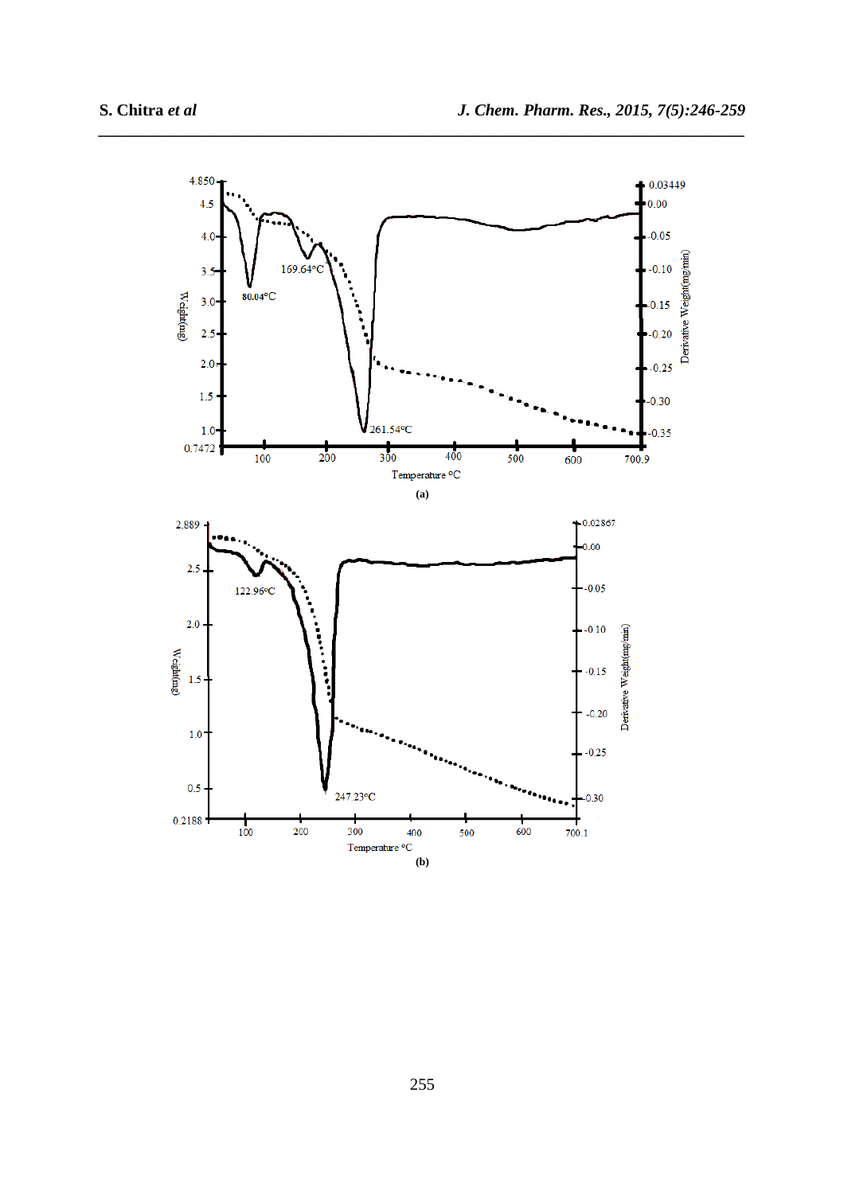(a)

(b)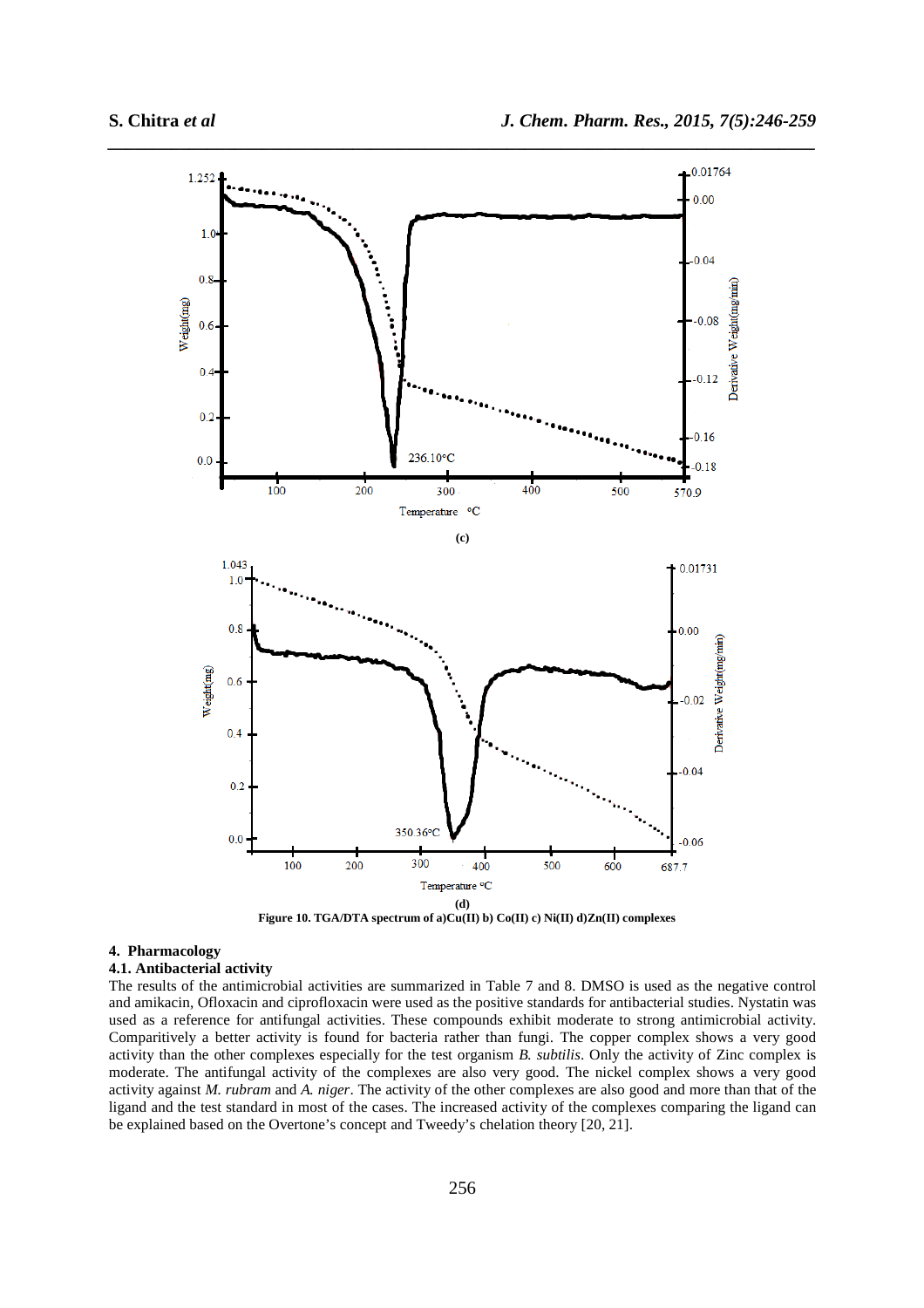(c)

(d)

**Figure 10. TGA/DTA spectrum of a)Cu(II) b) Co(II) c) Ni(II) d)Zn(II) complexes**

## 4. Pharmacology

### 4.1. Antibacterial activity

The results of the antimicrobial activities are summarized in Table 7 and 8. DMSO is used as the negative control and amikacin, Ofloxacin and ciprofloxacin were used as the positive standards for antibacterial studies. Nystatin was used as a reference for antifungal activities. These compounds exhibit moderate to strong antimicrobial activity. Comparitively a better activity is found for bacteria rather than fungi. The copper complex shows a very good activity than the other complexes especially for the test organism *B. subtilis*. Only the activity of Zinc complex is moderate. The antifungal activity of the complexes are also very good. The nickel complex shows a very good activity against *M. rubram* and *A. niger*. The activity of the other complexes are also good and more than that of the ligand and the test standard in most of the cases. The increased activity of the complexes comparing the ligand can be explained based on the Overtone's concept and Tweedy's chelation theory [20, 21].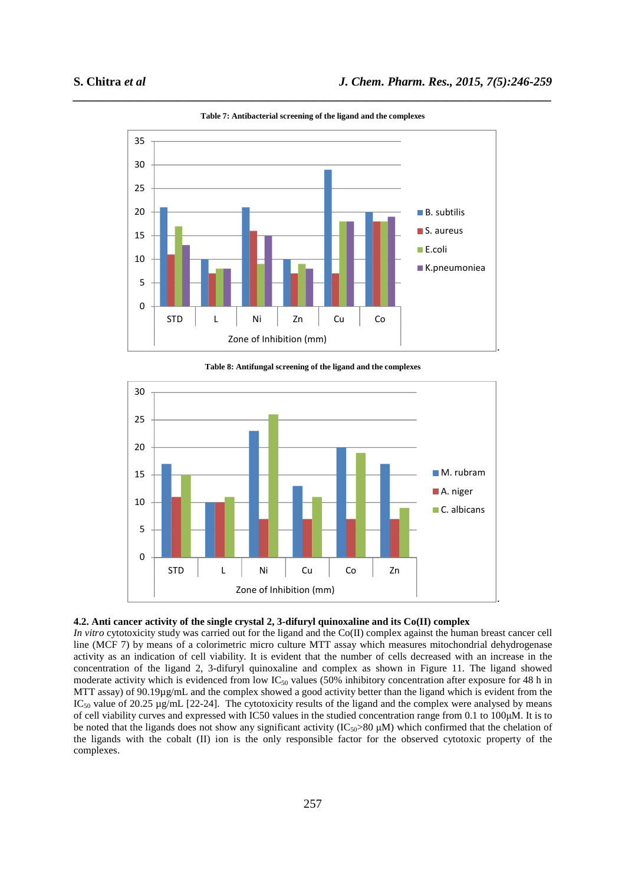**Table 7: Antibacterial screening of the ligand and the complexes**

**Table 8: Antifungal screening of the ligand and the complexes**

### 4.2. Anti cancer activity of the single crystal 2, 3-difuryl quinoxaline and its Co(II) complex

*In vitro* cytotoxicity study was carried out for the ligand and the Co(II) complex against the human breast cancer cell line (MCF 7) by means of a colorimetric micro culture MTT assay which measures mitochondrial dehydrogenase activity as an indication of cell viability. It is evident that the number of cells decreased with an increase in the concentration of the ligand 2, 3-difuryl quinoxaline and complex as shown in Figure 11. The ligand showed moderate activity which is evidenced from low $IC_{50}$ values (50% inhibitory concentration after exposure for 48 h in MTT assay) of 90.19µg/mL and the complex showed a good activity better than the ligand which is evident from the $IC_{50}$ value of 20.25 µg/mL [22-24]. The cytotoxicity results of the ligand and the complex were analysed by means of cell viability curves and expressed with IC50 values in the studied concentration range from 0.1 to 100µM. It is to be noted that the ligands does not show any significant activity ($IC_{50}$>80 µM) which confirmed that the chelation of the ligands with the cobalt (II) ion is the only responsible factor for the observed cytotoxic property of the complexes.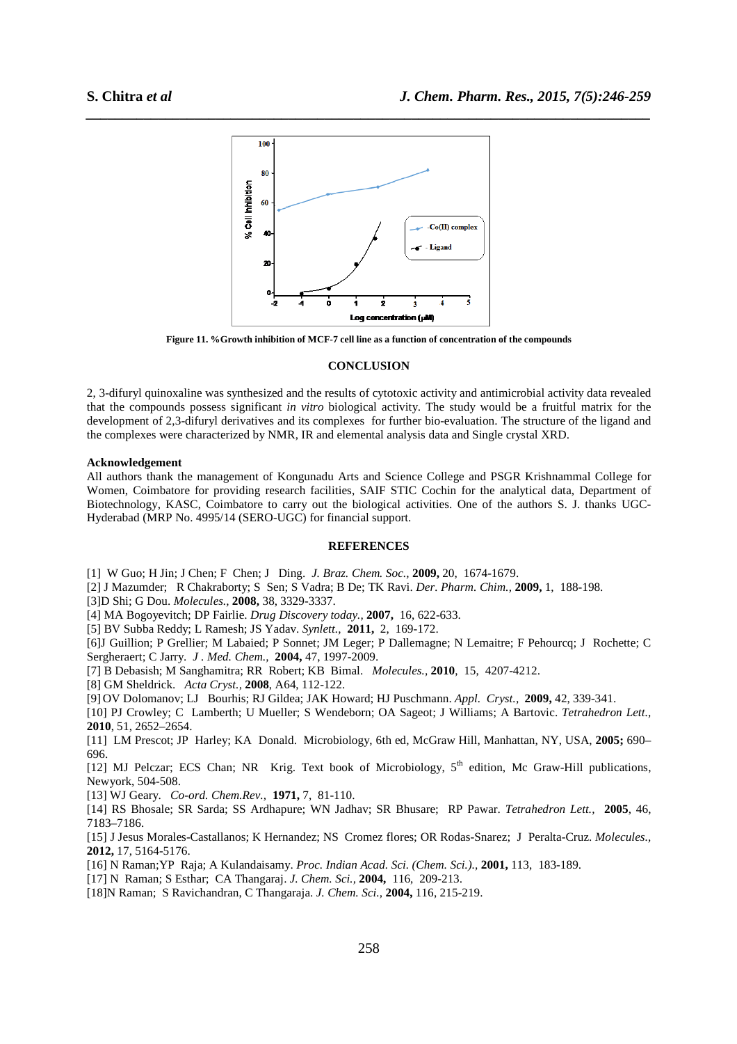Figure 11. %Growth inhibition of MCF-7 cell line as a function of concentration of the compounds

## CONCLUSION

2, 3-difuryl quinoxaline was synthesized and the results of cytotoxic activity and antimicrobial activity data revealed that the compounds possess significant *in vitro* biological activity. The study would be a fruitful matrix for the development of 2,3-difuryl derivatives and its complexes for further bio-evaluation. The structure of the ligand and the complexes were characterized by NMR, IR and elemental analysis data and Single crystal XRD.

### Acknowledgement

All authors thank the management of Kongunadu Arts and Science College and PSGR Krishnammal College for Women, Coimbatore for providing research facilities, SAIF STIC Cochin for the analytical data, Department of Biotechnology, KASC, Coimbatore to carry out the biological activities. One of the authors S. J. thanks UGC-Hyderabad (MRP No. 4995/14 (SERO-UGC) for financial support.

## REFERENCES

[1] W Guo; H Jin; J Chen; F Chen; J Ding. *J. Braz. Chem. Soc.,* **2009,** 20, 1674-1679.
[2] J Mazumder; R Chakraborty; S Sen; S Vadra; B De; TK Ravi. *Der. Pharm. Chim.,* **2009,** 1, 188-198.
[3]D Shi; G Dou. *Molecules.,* **2008,** 38, 3329-3337.
[4] MA Bogoyevitch; DP Fairlie. *Drug Discovery today.,* **2007,** 16, 622-633.
[5] BV Subba Reddy; L Ramesh; JS Yadav. *Synlett.,* **2011,** 2, 169-172.
[6]J Guillion; P Grellier; M Labaied; P Sonnet; JM Leger; P Dallemagne; N Lemaitre; F Pehourcq; J Rochette; C Sergheraert; C Jarry. *J . Med. Chem.,* **2004,** 47, 1997-2009.
[7] B Debasish; M Sanghamitra; RR Robert; KB Bimal. *Molecules.,* **2010**, 15, 4207-4212.
[8] GM Sheldrick. *Acta Cryst.,* **2008**, A64, 112-122.
[9] OV Dolomanov; LJ Bourhis; RJ Gildea; JAK Howard; HJ Puschmann. *Appl. Cryst.,* **2009,** 42, 339-341.
[10] PJ Crowley; C Lamberth; U Mueller; S Wendeborn; OA Sageot; J Williams; A Bartovic. *Tetrahedron Lett.,* **2010**, 51, 2652–2654.
[11] LM Prescot; JP Harley; KA Donald. Microbiology, 6th ed, McGraw Hill, Manhattan, NY, USA, **2005;** 690–696.
[12] MJ Pelczar; ECS Chan; NR Krig. Text book of Microbiology, 5th edition, Mc Graw-Hill publications, Newyork, 504-508.
[13] WJ Geary. *Co-ord. Chem.Rev.,* **1971,** 7, 81-110.
[14] RS Bhosale; SR Sarda; SS Ardhapure; WN Jadhav; SR Bhusare; RP Pawar. *Tetrahedron Lett.,* **2005**, 46, 7183–7186.
[15] J Jesus Morales-Castallanos; K Hernandez; NS Cromez flores; OR Rodas-Snarez; J Peralta-Cruz. *Molecules.,* **2012,** 17, 5164-5176.
[16] N Raman;YP Raja; A Kulandaisamy. *Proc. Indian Acad. Sci. (Chem. Sci.).,* **2001,** 113, 183-189.
[17] N Raman; S Esthar; CA Thangaraj. *J. Chem. Sci.,* **2004,** 116, 209-213.
[18]N Raman; S Ravichandran, C Thangaraja. *J. Chem. Sci.,* **2004,** 116, 215-219.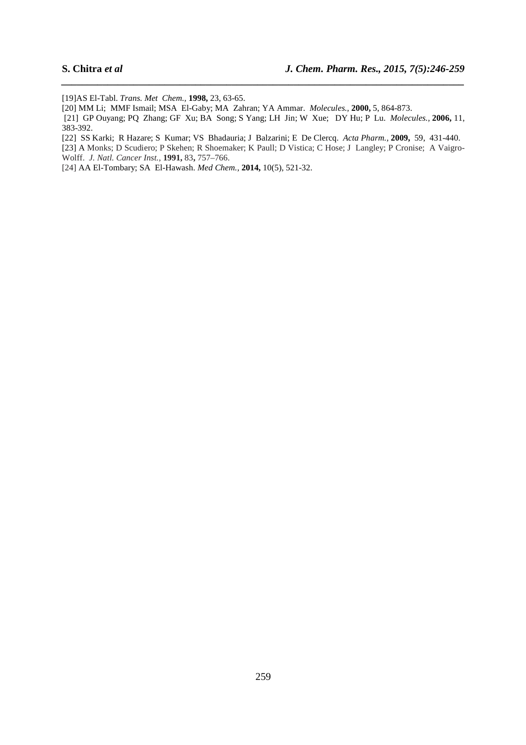[19]AS El-Tabl. *Trans. Met Chem.*, **1998,** 23, 63-65.

[20] MM Li; MMF Ismail; MSA El-Gaby; MA Zahran; YA Ammar. *Molecules.*, **2000,** 5, 864-873.

[21] GP Ouyang; PQ Zhang; GF Xu; BA Song; S Yang; LH Jin; W Xue; DY Hu; P Lu. *Molecules.*, **2006,** 11, 383-392.

[22] SS Karki; R Hazare; S Kumar; VS Bhadauria; J Balzarini; E De Clercq. *Acta Pharm.*, **2009,** 59, 431-440.

[23] A Monks; D Scudiero; P Skehen; R Shoemaker; K Paull; D Vistica; C Hose; J Langley; P Cronise; A Vaigro-Wolff. *J. Natl. Cancer Inst.*, **1991,** 83, 757–766.

[24] AA El-Tombary; SA El-Hawash. *Med Chem.*, **2014,** 10(5), 521-32.